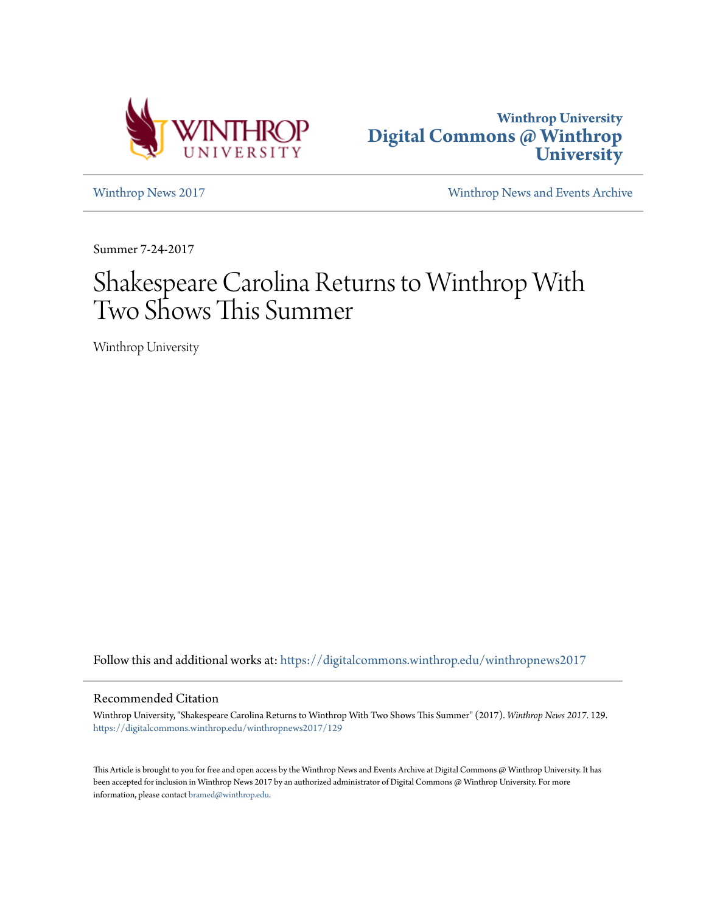Winthrop University
**Digital Commons @ Winthrop University**

Winthrop News 2017 | Winthrop News and Events Archive

Summer 7-24-2017

# Shakespeare Carolina Returns to Winthrop With Two Shows This Summer

Winthrop University

Follow this and additional works at: https://digitalcommons.winthrop.edu/winthropnews2017

## Recommended Citation

Winthrop University, "Shakespeare Carolina Returns to Winthrop With Two Shows This Summer" (2017). *Winthrop News 2017*. 129.
https://digitalcommons.winthrop.edu/winthropnews2017/129

This Article is brought to you for free and open access by the Winthrop News and Events Archive at Digital Commons @ Winthrop University. It has been accepted for inclusion in Winthrop News 2017 by an authorized administrator of Digital Commons @ Winthrop University. For more information, please contact bramed@winthrop.edu.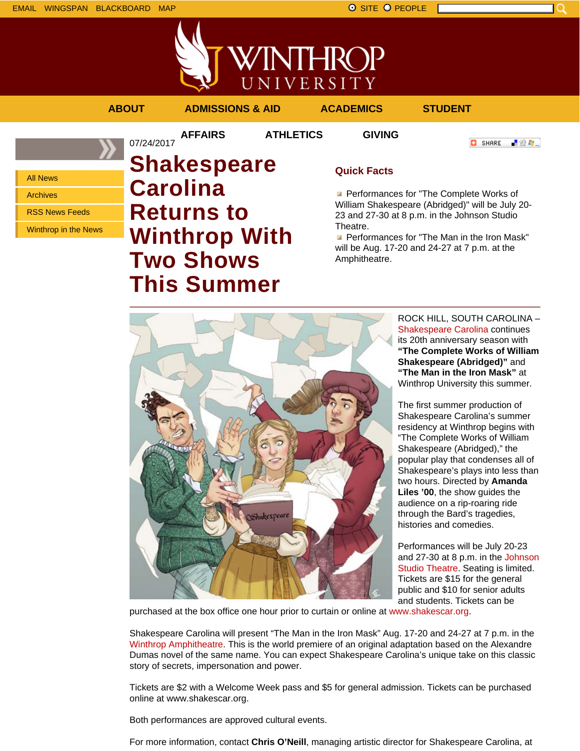EMAIL WINGSPAN BLACKBOARD MAP

SITE PEOPLE

ABOUT ADMISSIONS & AID ACADEMICS STUDENT AFFAIRS ATHLETICS GIVING

- All News
- Archives
- RSS News Feeds
- Winthrop in the News

07/24/2017

# Shakespeare Carolina Returns to Winthrop With Two Shows This Summer

## Quick Facts

- Performances for "The Complete Works of William Shakespeare (Abridged)" will be July 20-23 and 27-30 at 8 p.m. in the Johnson Studio Theatre.
- Performances for "The Man in the Iron Mask" will be Aug. 17-20 and 24-27 at 7 p.m. at the Amphitheatre.

ROCK HILL, SOUTH CAROLINA – Shakespeare Carolina continues its 20th anniversary season with **"The Complete Works of William Shakespeare (Abridged)"** and **"The Man in the Iron Mask"** at Winthrop University this summer.

The first summer production of Shakespeare Carolina's summer residency at Winthrop begins with "The Complete Works of William Shakespeare (Abridged)," the popular play that condenses all of Shakespeare's plays into less than two hours. Directed by **Amanda Liles '00**, the show guides the audience on a rip-roaring ride through the Bard's tragedies, histories and comedies.

Performances will be July 20-23 and 27-30 at 8 p.m. in the Johnson Studio Theatre. Seating is limited. Tickets are $15 for the general public and $10 for senior adults and students. Tickets can be purchased at the box office one hour prior to curtain or online at www.shakescar.org.

Shakespeare Carolina will present "The Man in the Iron Mask" Aug. 17-20 and 24-27 at 7 p.m. in the Winthrop Amphitheatre. This is the world premiere of an original adaptation based on the Alexandre Dumas novel of the same name. You can expect Shakespeare Carolina's unique take on this classic story of secrets, impersonation and power.

Tickets are $2 with a Welcome Week pass and $5 for general admission. Tickets can be purchased online at www.shakescar.org.

Both performances are approved cultural events.

For more information, contact **Chris O'Neill**, managing artistic director for Shakespeare Carolina, at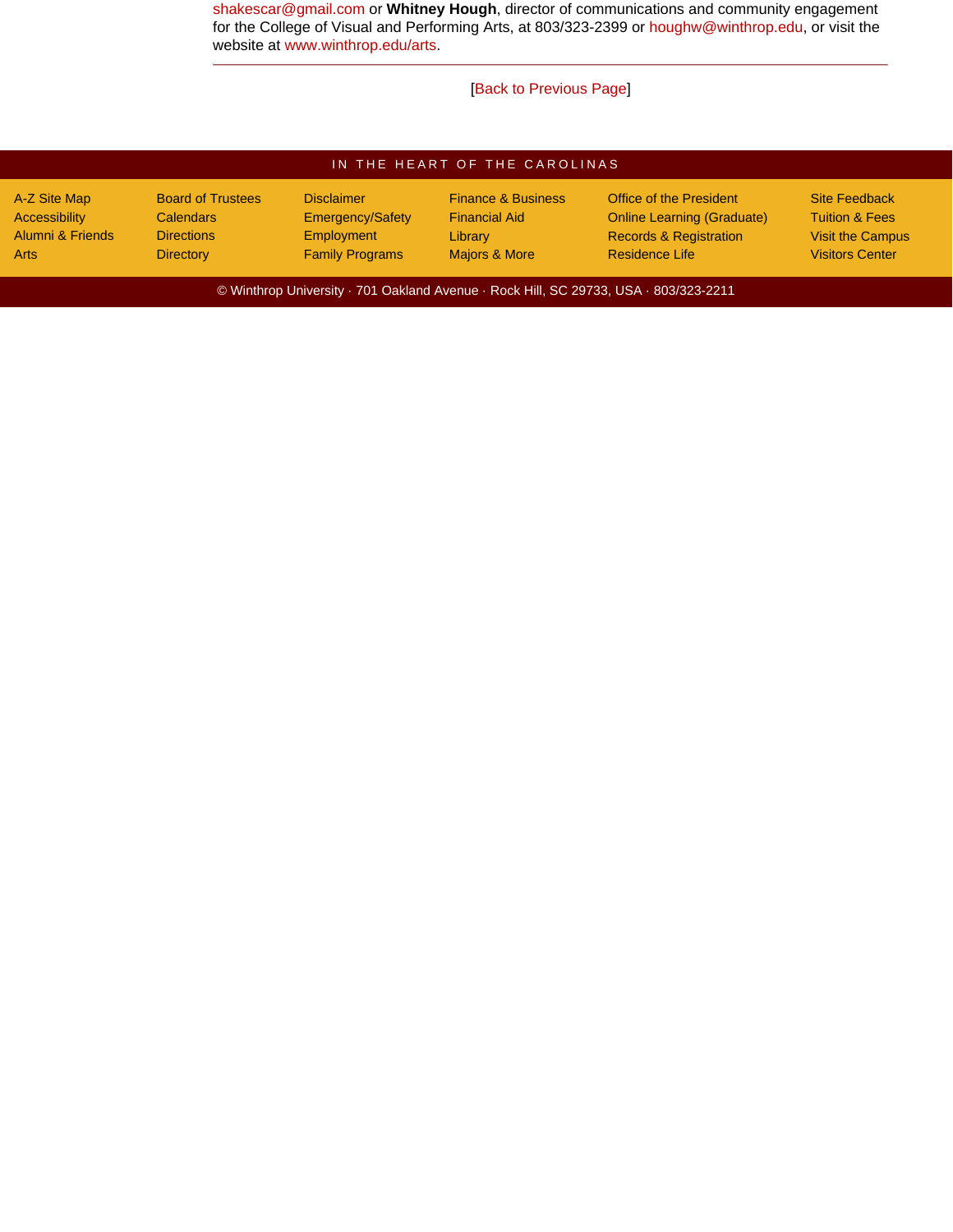shakescar@gmail.com or **Whitney Hough**, director of communications and community engagement for the College of Visual and Performing Arts, at 803/323-2399 or houghw@winthrop.edu, or visit the website at www.winthrop.edu/arts.

---

[Back to Previous Page]

IN THE HEART OF THE CAROLINAS

A-Z Site Map
Accessibility
Alumni & Friends
Arts
Board of Trustees
Calendars
Directions
Directory
Disclaimer
Emergency/Safety
Employment
Family Programs
Finance & Business
Financial Aid
Library
Majors & More
Office of the President
Online Learning (Graduate)
Records & Registration
Residence Life
Site Feedback
Tuition & Fees
Visit the Campus
Visitors Center

© Winthrop University · 701 Oakland Avenue · Rock Hill, SC 29733, USA · 803/323-2211